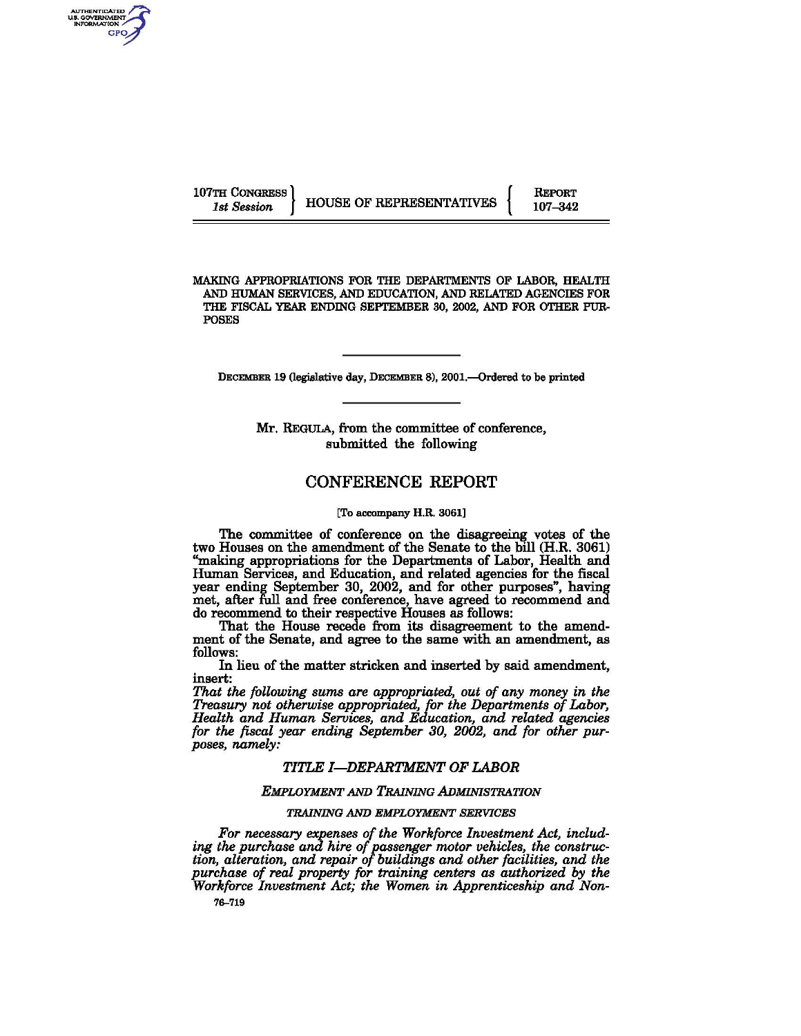107TH CONGRESS
*1st Session*

HOUSE OF REPRESENTATIVES

REPORT
107–342

MAKING APPROPRIATIONS FOR THE DEPARTMENTS OF LABOR, HEALTH AND HUMAN SERVICES, AND EDUCATION, AND RELATED AGENCIES FOR THE FISCAL YEAR ENDING SEPTEMBER 30, 2002, AND FOR OTHER PURPOSES

---

DECEMBER 19 (legislative day, DECEMBER 8), 2001.—Ordered to be printed

---

Mr. REGULA, from the committee of conference, submitted the following

# CONFERENCE REPORT

[To accompany H.R. 3061]

The committee of conference on the disagreeing votes of the two Houses on the amendment of the Senate to the bill (H.R. 3061) "making appropriations for the Departments of Labor, Health and Human Services, and Education, and related agencies for the fiscal year ending September 30, 2002, and for other purposes", having met, after full and free conference, have agreed to recommend and do recommend to their respective Houses as follows:

That the House recede from its disagreement to the amendment of the Senate, and agree to the same with an amendment, as follows:

In lieu of the matter stricken and inserted by said amendment, insert:

*That the following sums are appropriated, out of any money in the Treasury not otherwise appropriated, for the Departments of Labor, Health and Human Services, and Education, and related agencies for the fiscal year ending September 30, 2002, and for other purposes, namely:*

## *TITLE I—DEPARTMENT OF LABOR*

### *EMPLOYMENT AND TRAINING ADMINISTRATION*

#### *TRAINING AND EMPLOYMENT SERVICES*

*For necessary expenses of the Workforce Investment Act, including the purchase and hire of passenger motor vehicles, the construction, alteration, and repair of buildings and other facilities, and the purchase of real property for training centers as authorized by the Workforce Investment Act; the Women in Apprenticeship and Non-*

76–719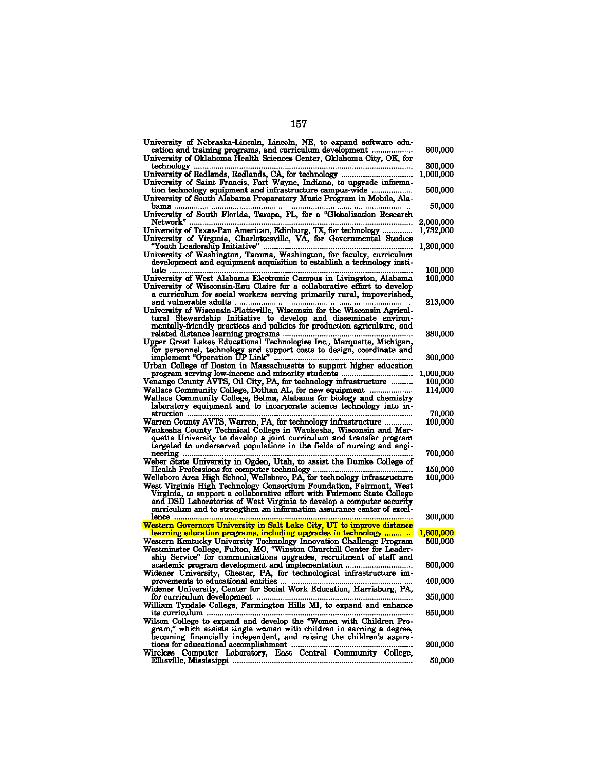| | |
|---|---|
| University of Nebraska-Lincoln, Lincoln, NE, to expand software education and training programs, and curriculum development | 800,000 |
| University of Oklahoma Health Sciences Center, Oklahoma City, OK, for technology | 300,000 |
| University of Redlands, Redlands, CA, for technology | 1,000,000 |
| University of Saint Francis, Fort Wayne, Indiana, to upgrade information technology equipment and infrastructure campus-wide | 500,000 |
| University of South Alabama Preparatory Music Program in Mobile, Alabama | 50,000 |
| University of South Florida, Tampa, FL, for a "Globalization Research Network" | 2,000,000 |
| University of Texas-Pan American, Edinburg, TX, for technology | 1,732,000 |
| University of Virginia, Charlottesville, VA, for Governmental Studies "Youth Leadership Initiative" | 1,200,000 |
| University of Washington, Tacoma, Washington, for faculty, curriculum development and equipment acquisition to establish a technology institute | 100,000 |
| University of West Alabama Electronic Campus in Livingston, Alabama | 100,000 |
| University of Wisconsin-Eau Claire for a collaborative effort to develop a curriculum for social workers serving primarily rural, impoverished, and vulnerable adults | 213,000 |
| University of Wisconsin-Platteville, Wisconsin for the Wisconsin Agricultural Stewardship Initiative to develop and disseminate environmentally-friendly practices and policies for production agriculture, and related distance learning programs | 380,000 |
| Upper Great Lakes Educational Technologies Inc., Marquette, Michigan, for personnel, technology and support costs to design, coordinate and implement "Operation UP Link" | 300,000 |
| Urban College of Boston in Massachusetts to support higher education program serving low-income and minority students | 1,000,000 |
| Venango County AVTS, Oil City, PA, for technology infrastructure | 100,000 |
| Wallace Community College, Dothan AL, for new equipment | 114,000 |
| Wallace Community College, Selma, Alabama for biology and chemistry laboratory equipment and to incorporate science technology into instruction | 70,000 |
| Warren County AVTS, Warren, PA, for technology infrastructure | 100,000 |
| Waukesha County Technical College in Waukesha, Wisconsin and Marquette University to develop a joint curriculum and transfer program targeted to underserved populations in the fields of nursing and engineering | 700,000 |
| Weber State University in Ogden, Utah, to assist the Dumke College of Health Professions for computer technology | 150,000 |
| Wellsboro Area High School, Wellsboro, PA, for technology infrastructure | 100,000 |
| West Virginia High Technology Consortium Foundation, Fairmont, West Virginia, to support a collaborative effort with Fairmont State College and DSD Laboratories of West Virginia to develop a computer security curriculum and to strengthen an information assurance center of excellence | 300,000 |
| Western Governors University in Salt Lake City, UT to improve distance learning education programs, including upgrades in technology | 1,800,000 |
| Western Kentucky University Technology Innovation Challenge Program | 500,000 |
| Westminster College, Fulton, MO, "Winston Churchill Center for Leadership Service" for communications upgrades, recruitment of staff and academic program development and implementation | 800,000 |
| Widener University, Chester, PA, for technological infrastructure improvements to educational entities | 400,000 |
| Widener University, Center for Social Work Education, Harrisburg, PA, for curriculum development | 350,000 |
| William Tyndale College, Farmington Hills MI, to expand and enhance its curriculum | 850,000 |
| Wilson College to expand and develop the "Women with Children Program," which assists single women with children in earning a degree, becoming financially independent, and raising the children's aspirations for educational accomplishment | 200,000 |
| Wireless Computer Laboratory, East Central Community College, Ellisville, Mississippi | 50,000 |